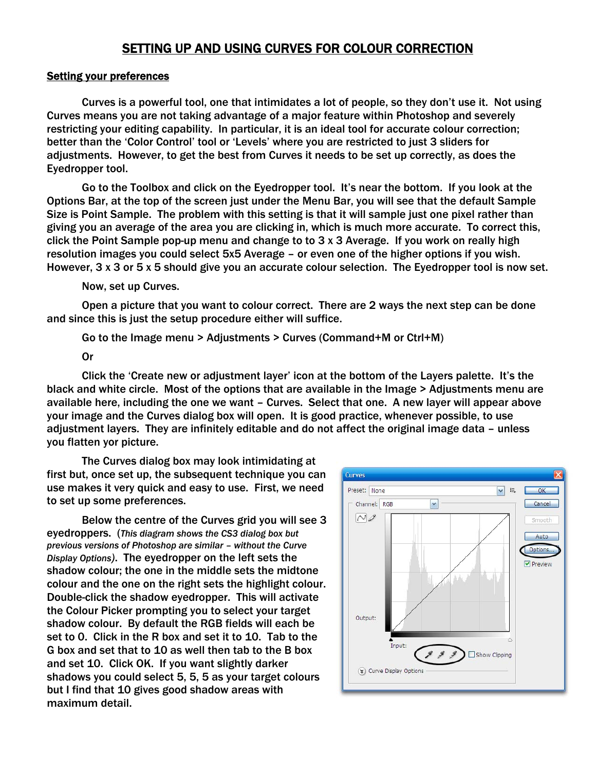# SETTING UP AND USING CURVES FOR COLOUR CORRECTION

## Setting your preferences

Curves is a powerful tool, one that intimidates a lot of people, so they don't use it. Not using Curves means you are not taking advantage of a major feature within Photoshop and severely restricting your editing capability. In particular, it is an ideal tool for accurate colour correction; better than the 'Color Control' tool or 'Levels' where you are restricted to just 3 sliders for adjustments. However, to get the best from Curves it needs to be set up correctly, as does the Eyedropper tool.

Go to the Toolbox and click on the Eyedropper tool. It's near the bottom. If you look at the Options Bar, at the top of the screen just under the Menu Bar, you will see that the default Sample Size is Point Sample. The problem with this setting is that it will sample just one pixel rather than giving you an average of the area you are clicking in, which is much more accurate. To correct this, click the Point Sample pop-up menu and change to to 3 x 3 Average. If you work on really high resolution images you could select 5x5 Average – or even one of the higher options if you wish. However, 3 x 3 or 5 x 5 should give you an accurate colour selection. The Eyedropper tool is now set.

Now, set up Curves.

Open a picture that you want to colour correct. There are 2 ways the next step can be done and since this is just the setup procedure either will suffice.

Go to the Image menu > Adjustments > Curves (Command+M or Ctrl+M)

Or

Click the 'Create new or adjustment layer' icon at the bottom of the Layers palette. It's the black and white circle. Most of the options that are available in the Image > Adjustments menu are available here, including the one we want – Curves. Select that one. A new layer will appear above your image and the Curves dialog box will open. It is good practice, whenever possible, to use adjustment layers. They are infinitely editable and do not affect the original image data – unless you flatten yor picture.

The Curves dialog box may look intimidating at first but, once set up, the subsequent technique you can use makes it very quick and easy to use. First, we need to set up some preferences.

Below the centre of the Curves grid you will see 3 eyedroppers. (*This diagram shows the CS3 dialog box but previous versions of Photoshop are similar – without the Curve Display Options*). The eyedropper on the left sets the shadow colour; the one in the middle sets the midtone colour and the one on the right sets the highlight colour. Double-click the shadow eyedropper. This will activate the Colour Picker prompting you to select your target shadow colour. By default the RGB fields will each be set to 0. Click in the R box and set it to 10. Tab to the G box and set that to 10 as well then tab to the B box and set 10. Click OK. If you want slightly darker shadows you could select 5, 5, 5 as your target colours but I find that 10 gives good shadow areas with maximum detail.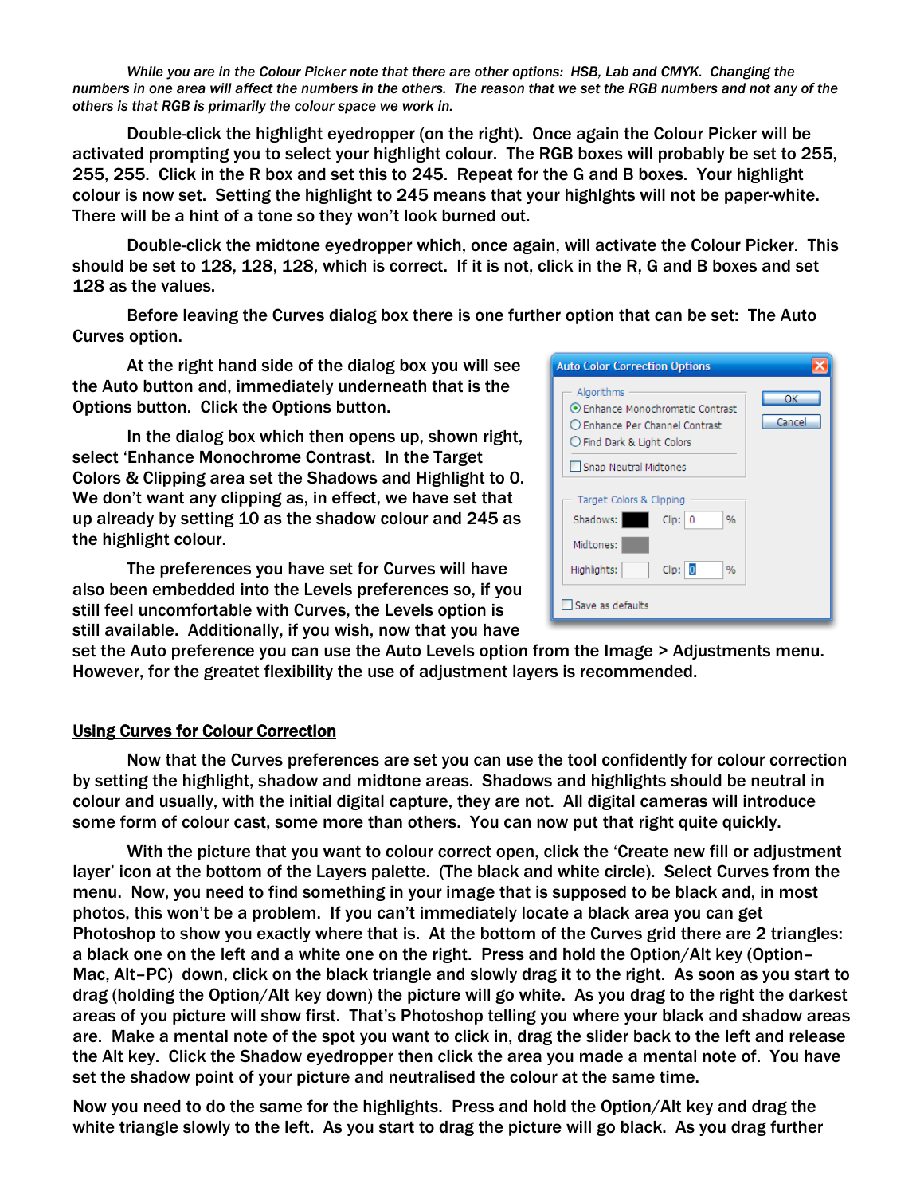*While you are in the Colour Picker note that there are other options: HSB, Lab and CMYK. Changing the numbers in one area will affect the numbers in the others. The reason that we set the RGB numbers and not any of the others is that RGB is primarily the colour space we work in.*

Double-click the highlight eyedropper (on the right). Once again the Colour Picker will be activated prompting you to select your highlight colour. The RGB boxes will probably be set to 255, 255, 255. Click in the R box and set this to 245. Repeat for the G and B boxes. Your highlight colour is now set. Setting the highlight to 245 means that your highlights will not be paper-white. There will be a hint of a tone so they won't look burned out.

Double-click the midtone eyedropper which, once again, will activate the Colour Picker. This should be set to 128, 128, 128, which is correct. If it is not, click in the R, G and B boxes and set 128 as the values.

Before leaving the Curves dialog box there is one further option that can be set: The Auto Curves option.

At the right hand side of the dialog box you will see the Auto button and, immediately underneath that is the Options button. Click the Options button.

In the dialog box which then opens up, shown right, select 'Enhance Monochrome Contrast. In the Target Colors & Clipping area set the Shadows and Highlight to 0. We don't want any clipping as, in effect, we have set that up already by setting 10 as the shadow colour and 245 as the highlight colour.

The preferences you have set for Curves will have also been embedded into the Levels preferences so, if you still feel uncomfortable with Curves, the Levels option is still available. Additionally, if you wish, now that you have set the Auto preference you can use the Auto Levels option from the Image > Adjustments menu. However, for the greatet flexibility the use of adjustment layers is recommended.

## Using Curves for Colour Correction

Now that the Curves preferences are set you can use the tool confidently for colour correction by setting the highlight, shadow and midtone areas. Shadows and highlights should be neutral in colour and usually, with the initial digital capture, they are not. All digital cameras will introduce some form of colour cast, some more than others. You can now put that right quite quickly.

With the picture that you want to colour correct open, click the 'Create new fill or adjustment layer' icon at the bottom of the Layers palette. (The black and white circle). Select Curves from the menu. Now, you need to find something in your image that is supposed to be black and, in most photos, this won't be a problem. If you can't immediately locate a black area you can get Photoshop to show you exactly where that is. At the bottom of the Curves grid there are 2 triangles: a black one on the left and a white one on the right. Press and hold the Option/Alt key (Option–Mac, Alt–PC) down, click on the black triangle and slowly drag it to the right. As soon as you start to drag (holding the Option/Alt key down) the picture will go white. As you drag to the right the darkest areas of you picture will show first. That's Photoshop telling you where your black and shadow areas are. Make a mental note of the spot you want to click in, drag the slider back to the left and release the Alt key. Click the Shadow eyedropper then click the area you made a mental note of. You have set the shadow point of your picture and neutralised the colour at the same time.

Now you need to do the same for the highlights. Press and hold the Option/Alt key and drag the white triangle slowly to the left. As you start to drag the picture will go black. As you drag further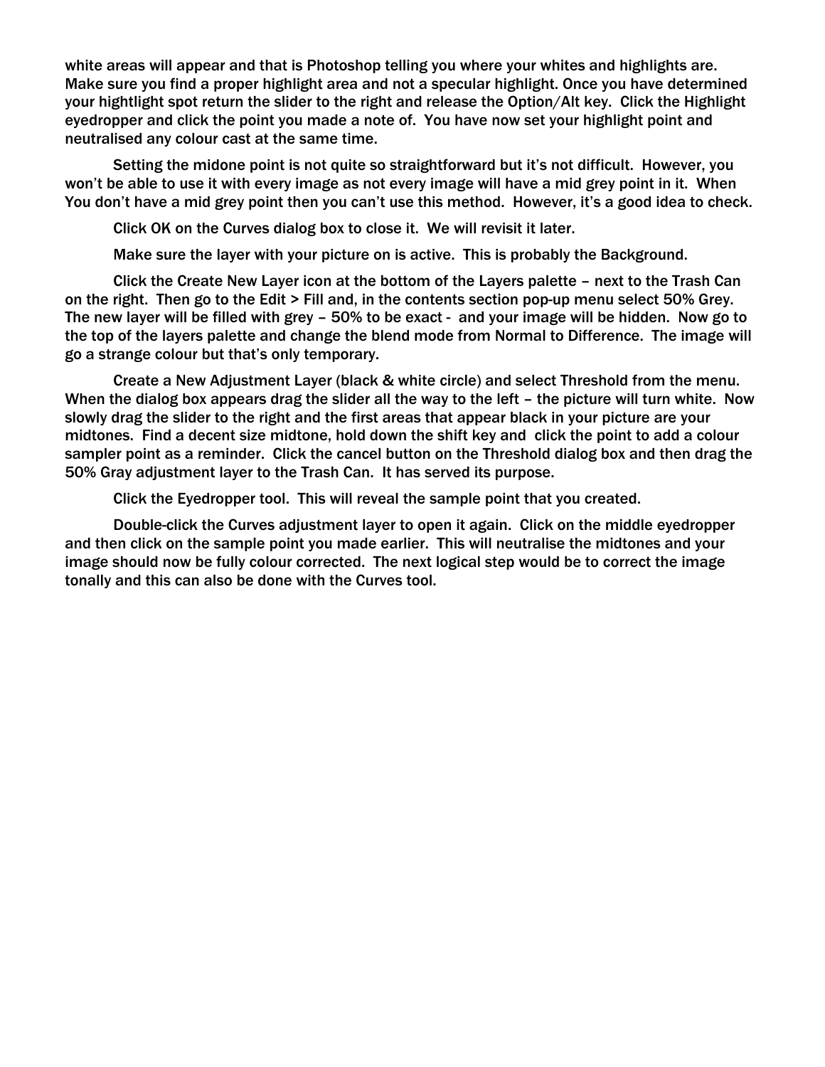white areas will appear and that is Photoshop telling you where your whites and highlights are. Make sure you find a proper highlight area and not a specular highlight. Once you have determined your hightlight spot return the slider to the right and release the Option/Alt key. Click the Highlight eyedropper and click the point you made a note of. You have now set your highlight point and neutralised any colour cast at the same time.

Setting the midone point is not quite so straightforward but it's not difficult. However, you won't be able to use it with every image as not every image will have a mid grey point in it. When You don't have a mid grey point then you can't use this method. However, it's a good idea to check.

Click OK on the Curves dialog box to close it. We will revisit it later.

Make sure the layer with your picture on is active. This is probably the Background.

Click the Create New Layer icon at the bottom of the Layers palette – next to the Trash Can on the right. Then go to the Edit > Fill and, in the contents section pop-up menu select 50% Grey. The new layer will be filled with grey – 50% to be exact - and your image will be hidden. Now go to the top of the layers palette and change the blend mode from Normal to Difference. The image will go a strange colour but that's only temporary.

Create a New Adjustment Layer (black & white circle) and select Threshold from the menu. When the dialog box appears drag the slider all the way to the left – the picture will turn white. Now slowly drag the slider to the right and the first areas that appear black in your picture are your midtones. Find a decent size midtone, hold down the shift key and click the point to add a colour sampler point as a reminder. Click the cancel button on the Threshold dialog box and then drag the 50% Gray adjustment layer to the Trash Can. It has served its purpose.

Click the Eyedropper tool. This will reveal the sample point that you created.

Double-click the Curves adjustment layer to open it again. Click on the middle eyedropper and then click on the sample point you made earlier. This will neutralise the midtones and your image should now be fully colour corrected. The next logical step would be to correct the image tonally and this can also be done with the Curves tool.